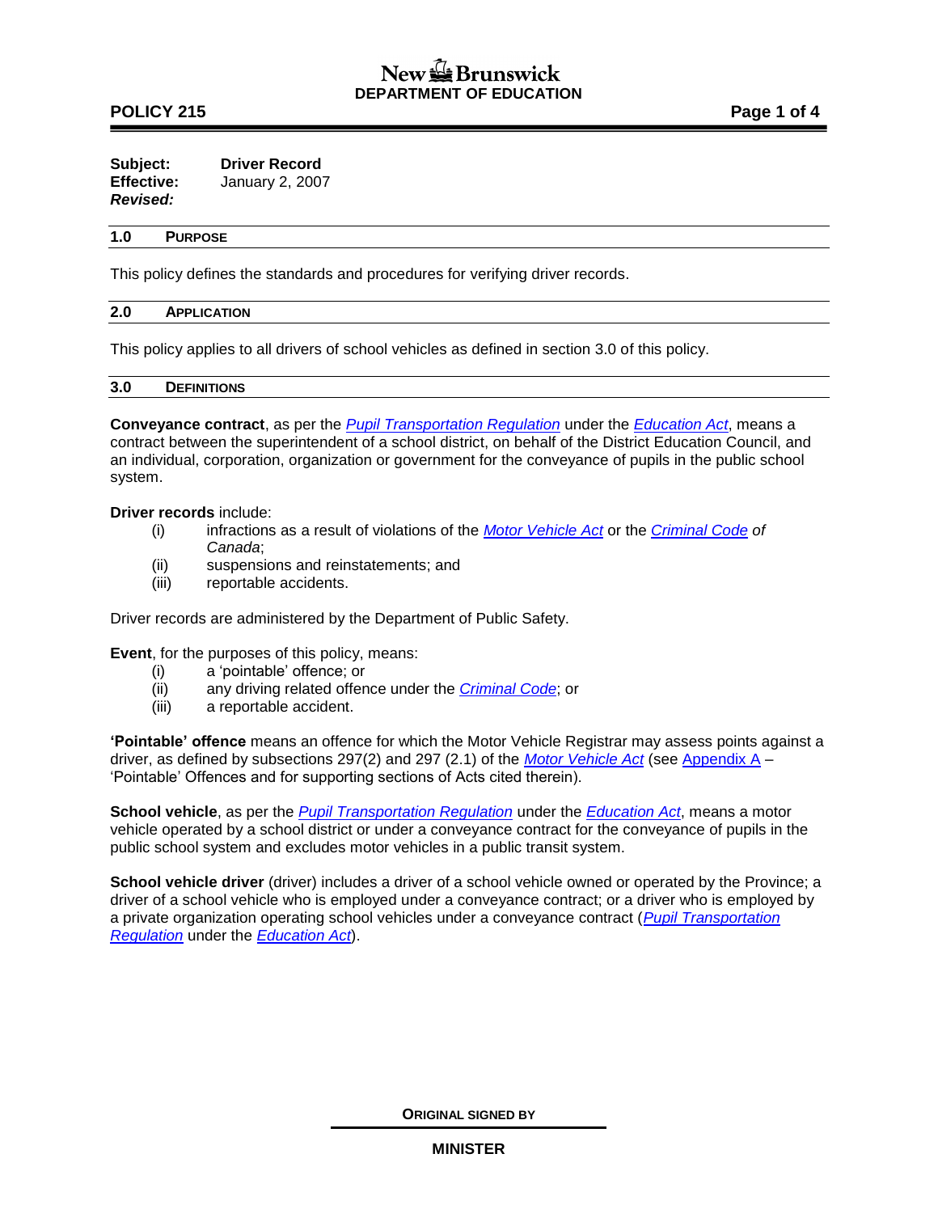New Brunswick
**DEPARTMENT OF EDUCATION**

**POLICY 215**

**Subject:** **Driver Record**
**Effective:** January 2, 2007
***Revised:***

## 1.0 PURPOSE

This policy defines the standards and procedures for verifying driver records.

## 2.0 APPLICATION

This policy applies to all drivers of school vehicles as defined in section 3.0 of this policy.

## 3.0 DEFINITIONS

**Conveyance contract**, as per the *Pupil Transportation Regulation* under the *Education Act*, means a contract between the superintendent of a school district, on behalf of the District Education Council, and an individual, corporation, organization or government for the conveyance of pupils in the public school system.

**Driver records** include:

- (i) infractions as a result of violations of the *Motor Vehicle Act* or the *Criminal Code of Canada*;
- (ii) suspensions and reinstatements; and
- (iii) reportable accidents.

Driver records are administered by the Department of Public Safety.

**Event**, for the purposes of this policy, means:

- (i) a 'pointable' offence; or
- (ii) any driving related offence under the *Criminal Code*; or
- (iii) a reportable accident.

**'Pointable' offence** means an offence for which the Motor Vehicle Registrar may assess points against a driver, as defined by subsections 297(2) and 297 (2.1) of the *Motor Vehicle Act* (see Appendix A – 'Pointable' Offences and for supporting sections of Acts cited therein).

**School vehicle**, as per the *Pupil Transportation Regulation* under the *Education Act*, means a motor vehicle operated by a school district or under a conveyance contract for the conveyance of pupils in the public school system and excludes motor vehicles in a public transit system.

**School vehicle driver** (driver) includes a driver of a school vehicle owned or operated by the Province; a driver of a school vehicle who is employed under a conveyance contract; or a driver who is employed by a private organization operating school vehicles under a conveyance contract (*Pupil Transportation Regulation* under the *Education Act*).

**ORIGINAL SIGNED BY**

**MINISTER**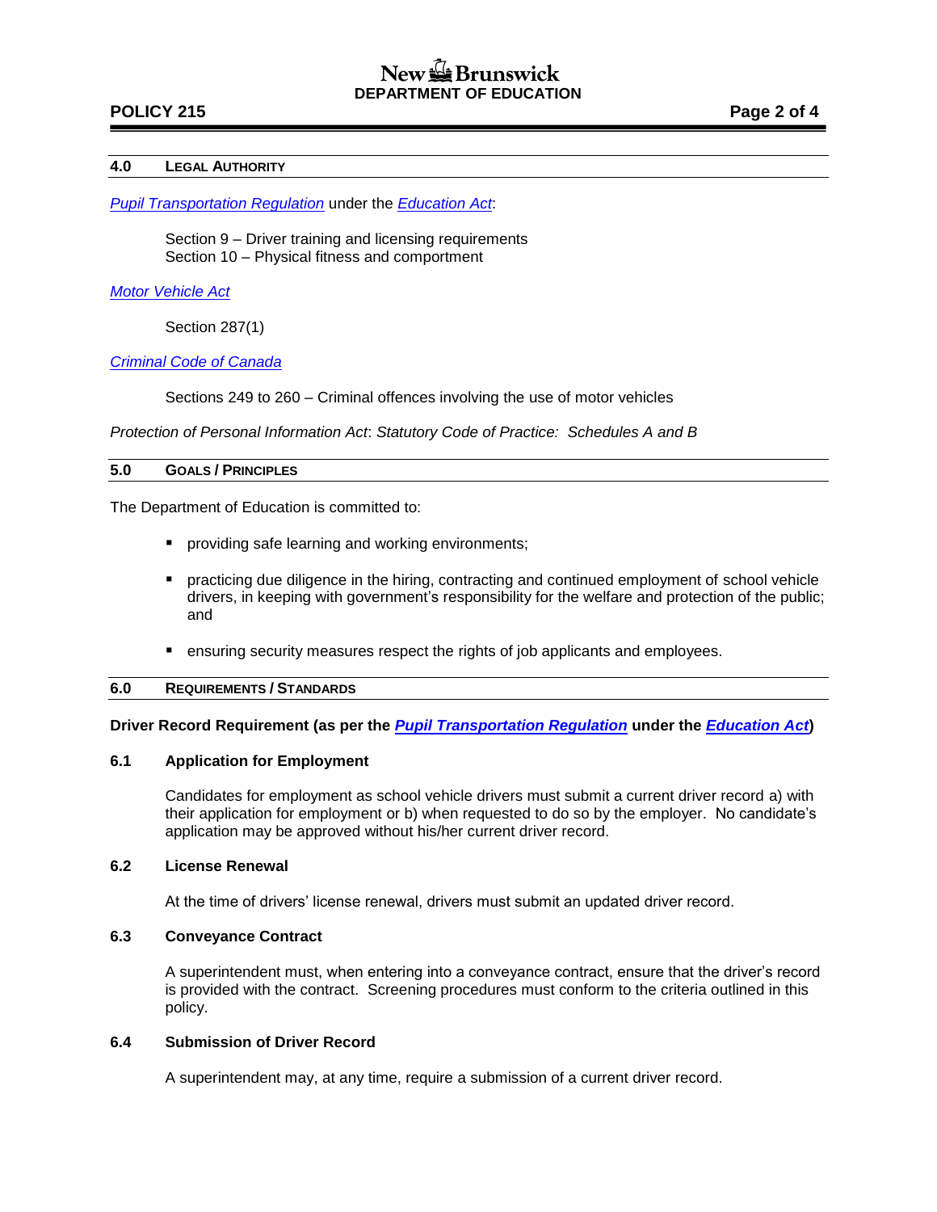## 4.0 Legal Authority

*Pupil Transportation Regulation* under the *Education Act*:

Section 9 – Driver training and licensing requirements
Section 10 – Physical fitness and comportment

*Motor Vehicle Act*

Section 287(1)

*Criminal Code of Canada*

Sections 249 to 260 – Criminal offences involving the use of motor vehicles

*Protection of Personal Information Act*: *Statutory Code of Practice: Schedules A and B*

## 5.0 Goals / Principles

The Department of Education is committed to:

- providing safe learning and working environments;
- practicing due diligence in the hiring, contracting and continued employment of school vehicle drivers, in keeping with government's responsibility for the welfare and protection of the public; and
- ensuring security measures respect the rights of job applicants and employees.

## 6.0 Requirements / Standards

**Driver Record Requirement (as per the *Pupil Transportation Regulation* under the *Education Act*)**

### 6.1 Application for Employment

Candidates for employment as school vehicle drivers must submit a current driver record a) with their application for employment or b) when requested to do so by the employer. No candidate's application may be approved without his/her current driver record.

### 6.2 License Renewal

At the time of drivers' license renewal, drivers must submit an updated driver record.

### 6.3 Conveyance Contract

A superintendent must, when entering into a conveyance contract, ensure that the driver's record is provided with the contract. Screening procedures must conform to the criteria outlined in this policy.

### 6.4 Submission of Driver Record

A superintendent may, at any time, require a submission of a current driver record.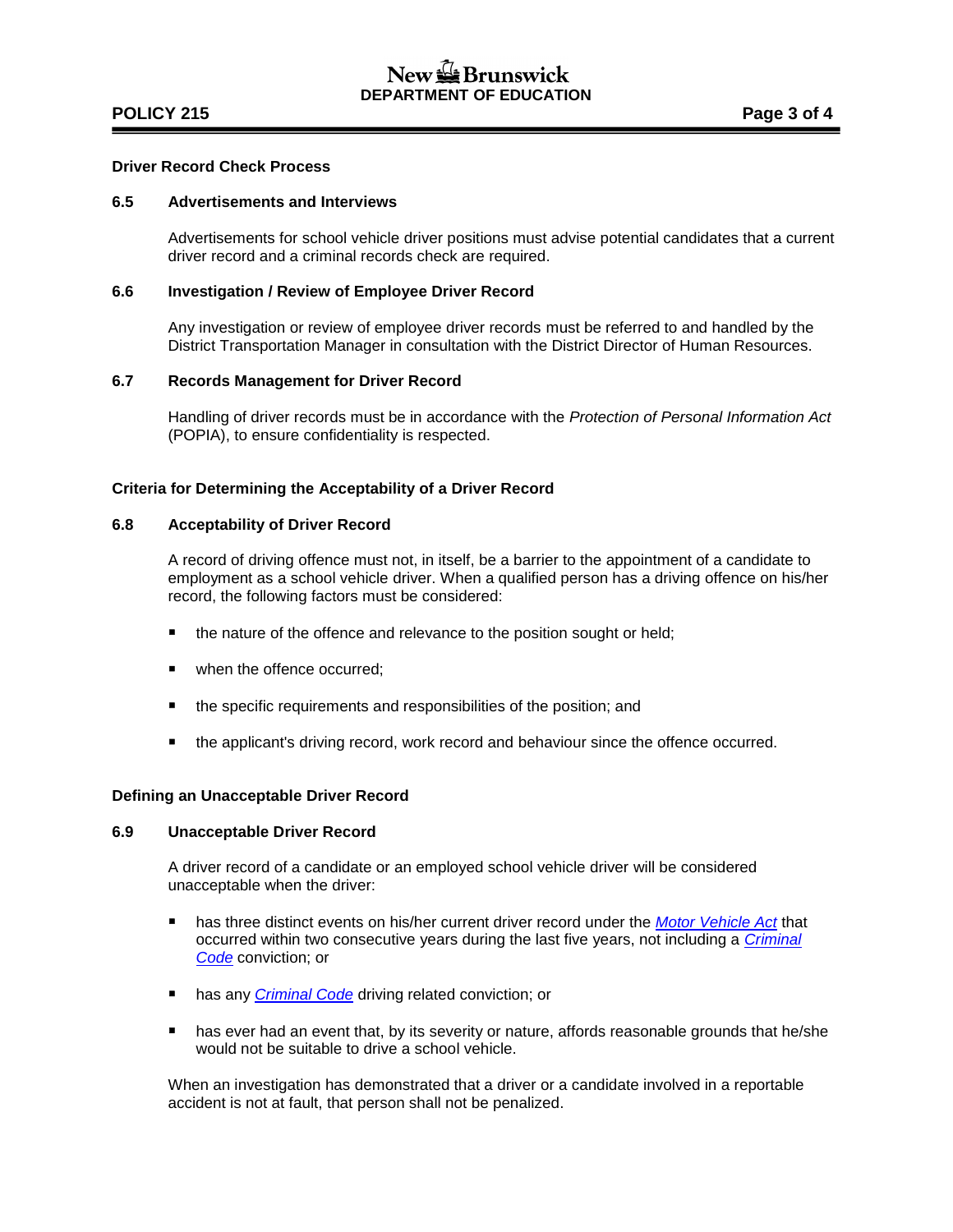## Driver Record Check Process

### 6.5 Advertisements and Interviews

Advertisements for school vehicle driver positions must advise potential candidates that a current driver record and a criminal records check are required.

### 6.6 Investigation / Review of Employee Driver Record

Any investigation or review of employee driver records must be referred to and handled by the District Transportation Manager in consultation with the District Director of Human Resources.

### 6.7 Records Management for Driver Record

Handling of driver records must be in accordance with the *Protection of Personal Information Act* (POPIA), to ensure confidentiality is respected.

## Criteria for Determining the Acceptability of a Driver Record

### 6.8 Acceptability of Driver Record

A record of driving offence must not, in itself, be a barrier to the appointment of a candidate to employment as a school vehicle driver. When a qualified person has a driving offence on his/her record, the following factors must be considered:

- the nature of the offence and relevance to the position sought or held;
- when the offence occurred;
- the specific requirements and responsibilities of the position; and
- the applicant's driving record, work record and behaviour since the offence occurred.

## Defining an Unacceptable Driver Record

### 6.9 Unacceptable Driver Record

A driver record of a candidate or an employed school vehicle driver will be considered unacceptable when the driver:

- has three distinct events on his/her current driver record under the *Motor Vehicle Act* that occurred within two consecutive years during the last five years, not including a *Criminal Code* conviction; or
- has any *Criminal Code* driving related conviction; or
- has ever had an event that, by its severity or nature, affords reasonable grounds that he/she would not be suitable to drive a school vehicle.

When an investigation has demonstrated that a driver or a candidate involved in a reportable accident is not at fault, that person shall not be penalized.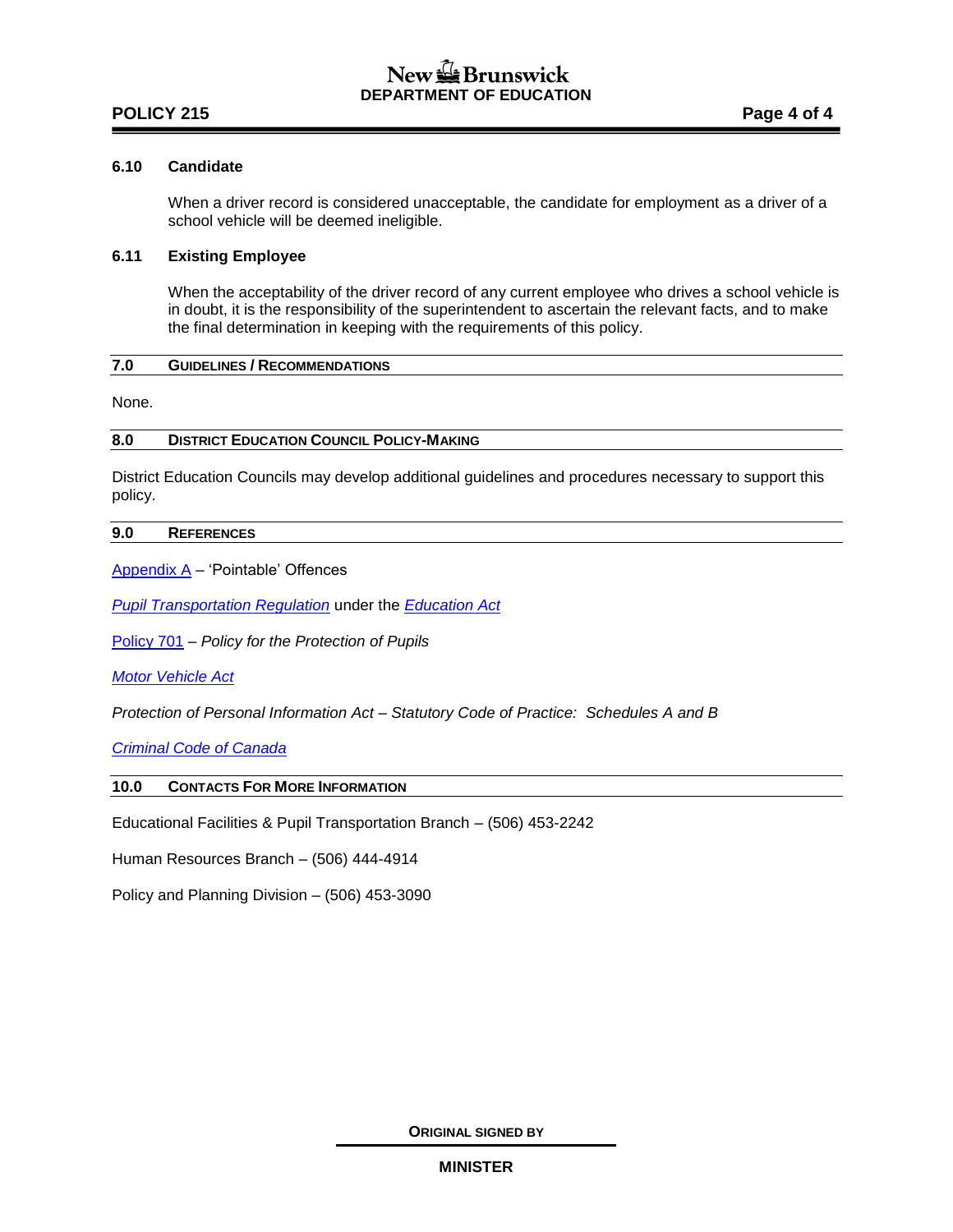#### 6.10 Candidate

When a driver record is considered unacceptable, the candidate for employment as a driver of a school vehicle will be deemed ineligible.

#### 6.11 Existing Employee

When the acceptability of the driver record of any current employee who drives a school vehicle is in doubt, it is the responsibility of the superintendent to ascertain the relevant facts, and to make the final determination in keeping with the requirements of this policy.

## 7.0 GUIDELINES / RECOMMENDATIONS

None.

## 8.0 DISTRICT EDUCATION COUNCIL POLICY-MAKING

District Education Councils may develop additional guidelines and procedures necessary to support this policy.

## 9.0 REFERENCES

Appendix A – 'Pointable' Offences

*Pupil Transportation Regulation* under the *Education Act*

Policy 701 – *Policy for the Protection of Pupils*

*Motor Vehicle Act*

*Protection of Personal Information Act – Statutory Code of Practice: Schedules A and B*

*Criminal Code of Canada*

## 10.0 CONTACTS FOR MORE INFORMATION

Educational Facilities & Pupil Transportation Branch – (506) 453-2242

Human Resources Branch – (506) 444-4914

Policy and Planning Division – (506) 453-3090

ORIGINAL SIGNED BY

**MINISTER**